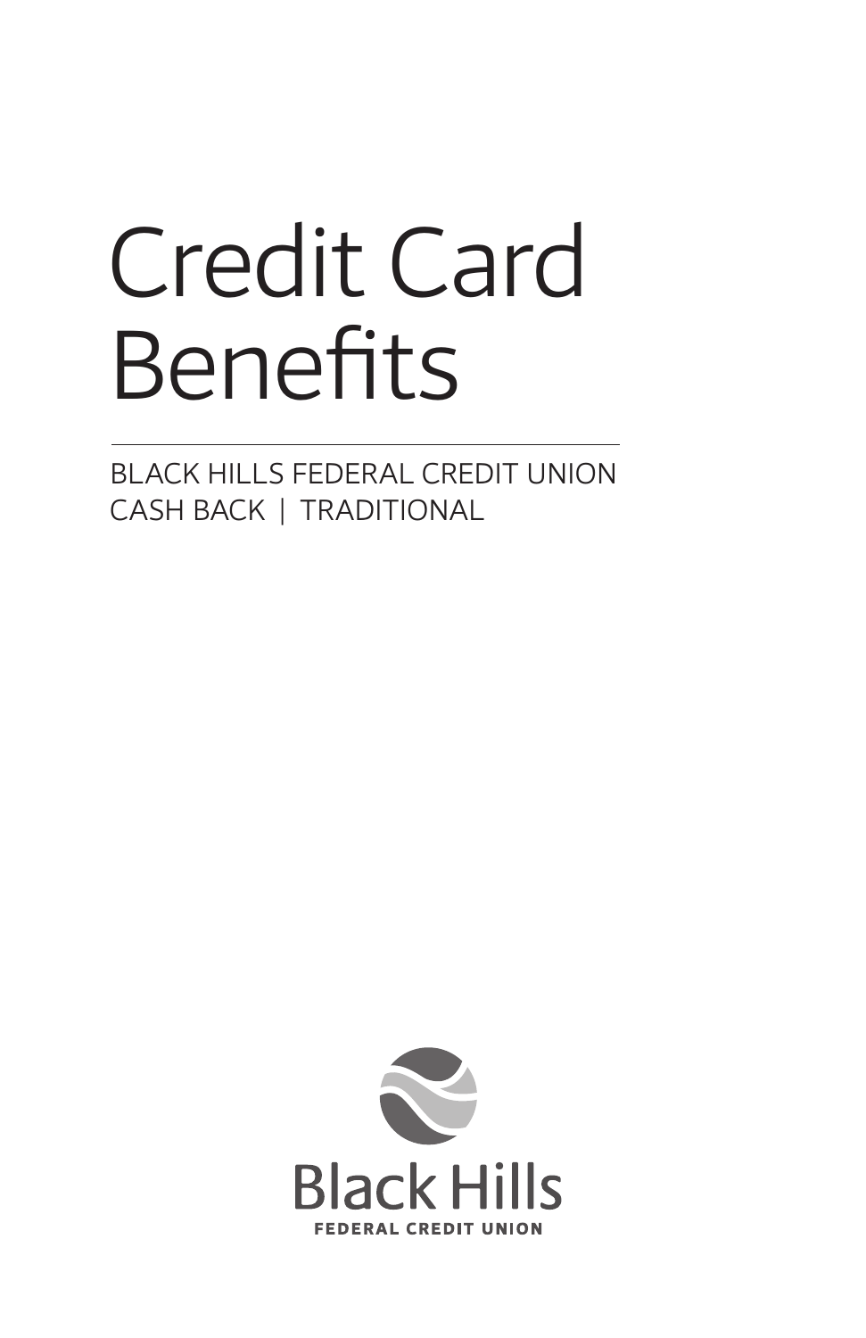# Credit Card Benefits

BLACK HILLS FEDERAL CREDIT UNION
CASH BACK | TRADITIONAL

Black Hills
FEDERAL CREDIT UNION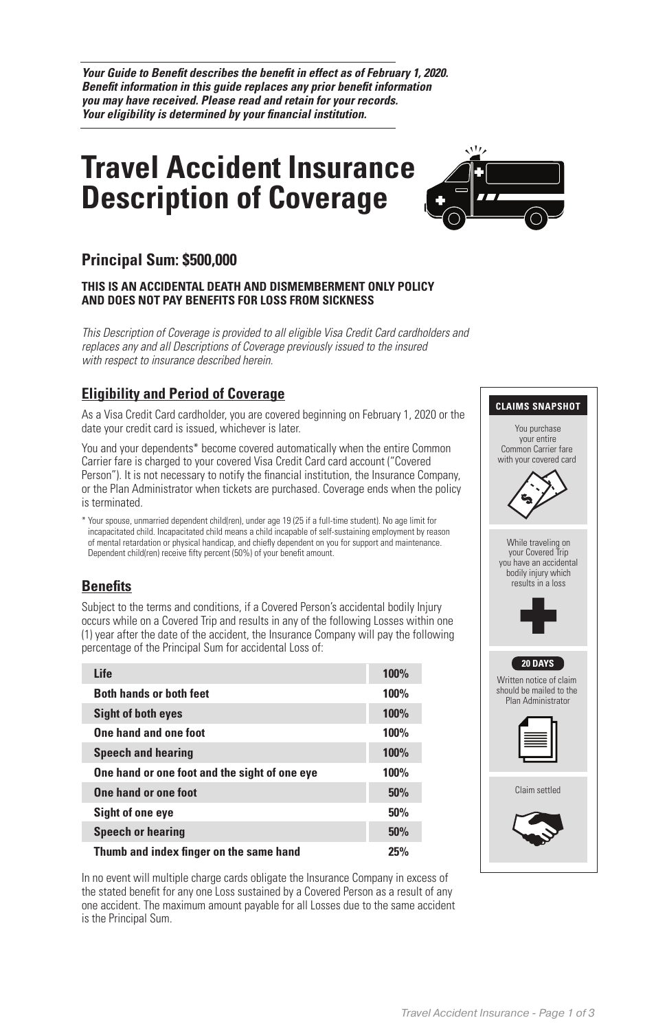***Your Guide to Benefit describes the benefit in effect as of February 1, 2020. Benefit information in this guide replaces any prior benefit information you may have received. Please read and retain for your records. Your eligibility is determined by your financial institution.***

# Travel Accident Insurance Description of Coverage

## Principal Sum: $500,000

**THIS IS AN ACCIDENTAL DEATH AND DISMEMBERMENT ONLY POLICY AND DOES NOT PAY BENEFITS FOR LOSS FROM SICKNESS**

*This Description of Coverage is provided to all eligible Visa Credit Card cardholders and replaces any and all Descriptions of Coverage previously issued to the insured with respect to insurance described herein.*

### Eligibility and Period of Coverage

As a Visa Credit Card cardholder, you are covered beginning on February 1, 2020 or the date your credit card is issued, whichever is later.

You and your dependents* become covered automatically when the entire Common Carrier fare is charged to your covered Visa Credit Card card account ("Covered Person"). It is not necessary to notify the financial institution, the Insurance Company, or the Plan Administrator when tickets are purchased. Coverage ends when the policy is terminated.

\* Your spouse, unmarried dependent child(ren), under age 19 (25 if a full-time student). No age limit for incapacitated child. Incapacitated child means a child incapable of self-sustaining employment by reason of mental retardation or physical handicap, and chiefly dependent on you for support and maintenance. Dependent child(ren) receive fifty percent (50%) of your benefit amount.

### Benefits

Subject to the terms and conditions, if a Covered Person's accidental bodily Injury occurs while on a Covered Trip and results in any of the following Losses within one (1) year after the date of the accident, the Insurance Company will pay the following percentage of the Principal Sum for accidental Loss of:

| Loss | Percentage |
|---|---|
| **Life** | **100%** |
| **Both hands or both feet** | **100%** |
| **Sight of both eyes** | **100%** |
| **One hand and one foot** | **100%** |
| **Speech and hearing** | **100%** |
| **One hand or one foot and the sight of one eye** | **100%** |
| **One hand or one foot** | **50%** |
| **Sight of one eye** | **50%** |
| **Speech or hearing** | **50%** |
| **Thumb and index finger on the same hand** | **25%** |

In no event will multiple charge cards obligate the Insurance Company in excess of the stated benefit for any one Loss sustained by a Covered Person as a result of any one accident. The maximum amount payable for all Losses due to the same accident is the Principal Sum.

**CLAIMS SNAPSHOT**

You purchase your entire Common Carrier fare with your covered card

While traveling on your Covered Trip you have an accidental bodily injury which results in a loss

**20 DAYS**

Written notice of claim should be mailed to the Plan Administrator

Claim settled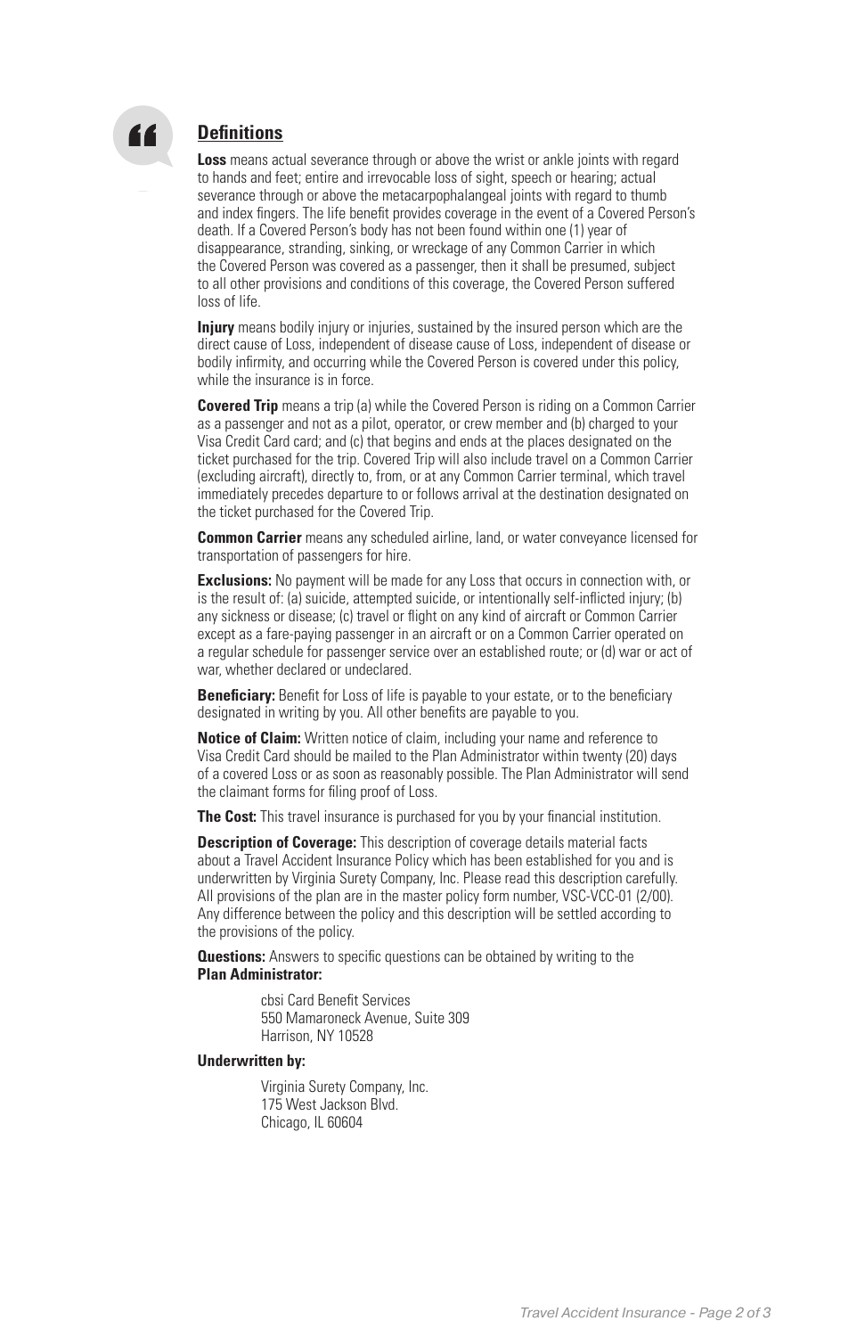## Definitions

**Loss** means actual severance through or above the wrist or ankle joints with regard to hands and feet; entire and irrevocable loss of sight, speech or hearing; actual severance through or above the metacarpophalangeal joints with regard to thumb and index fingers. The life benefit provides coverage in the event of a Covered Person's death. If a Covered Person's body has not been found within one (1) year of disappearance, stranding, sinking, or wreckage of any Common Carrier in which the Covered Person was covered as a passenger, then it shall be presumed, subject to all other provisions and conditions of this coverage, the Covered Person suffered loss of life.

**Injury** means bodily injury or injuries, sustained by the insured person which are the direct cause of Loss, independent of disease cause of Loss, independent of disease or bodily infirmity, and occurring while the Covered Person is covered under this policy, while the insurance is in force.

**Covered Trip** means a trip (a) while the Covered Person is riding on a Common Carrier as a passenger and not as a pilot, operator, or crew member and (b) charged to your Visa Credit Card card; and (c) that begins and ends at the places designated on the ticket purchased for the trip. Covered Trip will also include travel on a Common Carrier (excluding aircraft), directly to, from, or at any Common Carrier terminal, which travel immediately precedes departure to or follows arrival at the destination designated on the ticket purchased for the Covered Trip.

**Common Carrier** means any scheduled airline, land, or water conveyance licensed for transportation of passengers for hire.

**Exclusions:** No payment will be made for any Loss that occurs in connection with, or is the result of: (a) suicide, attempted suicide, or intentionally self-inflicted injury; (b) any sickness or disease; (c) travel or flight on any kind of aircraft or Common Carrier except as a fare-paying passenger in an aircraft or on a Common Carrier operated on a regular schedule for passenger service over an established route; or (d) war or act of war, whether declared or undeclared.

**Beneficiary:** Benefit for Loss of life is payable to your estate, or to the beneficiary designated in writing by you. All other benefits are payable to you.

**Notice of Claim:** Written notice of claim, including your name and reference to Visa Credit Card should be mailed to the Plan Administrator within twenty (20) days of a covered Loss or as soon as reasonably possible. The Plan Administrator will send the claimant forms for filing proof of Loss.

**The Cost:** This travel insurance is purchased for you by your financial institution.

**Description of Coverage:** This description of coverage details material facts about a Travel Accident Insurance Policy which has been established for you and is underwritten by Virginia Surety Company, Inc. Please read this description carefully. All provisions of the plan are in the master policy form number, VSC-VCC-01 (2/00). Any difference between the policy and this description will be settled according to the provisions of the policy.

**Questions:** Answers to specific questions can be obtained by writing to the **Plan Administrator:**

cbsi Card Benefit Services
550 Mamaroneck Avenue, Suite 309
Harrison, NY 10528

**Underwritten by:**

Virginia Surety Company, Inc.
175 West Jackson Blvd.
Chicago, IL 60604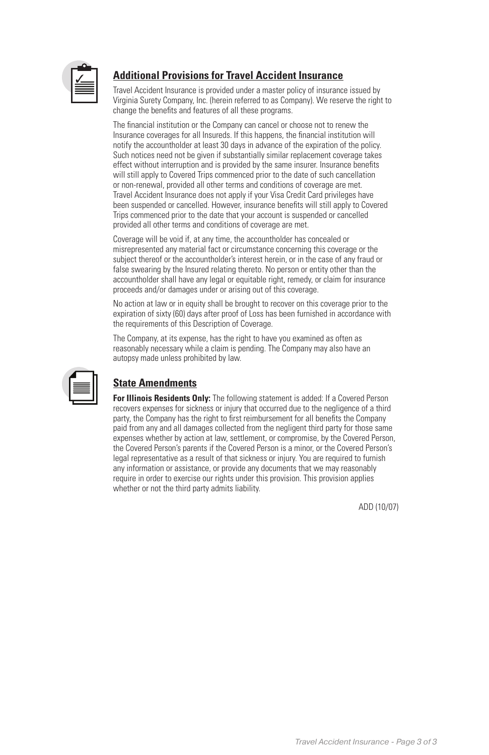## Additional Provisions for Travel Accident Insurance

Travel Accident Insurance is provided under a master policy of insurance issued by Virginia Surety Company, Inc. (herein referred to as Company). We reserve the right to change the benefits and features of all these programs.

The financial institution or the Company can cancel or choose not to renew the Insurance coverages for all Insureds. If this happens, the financial institution will notify the accountholder at least 30 days in advance of the expiration of the policy. Such notices need not be given if substantially similar replacement coverage takes effect without interruption and is provided by the same insurer. Insurance benefits will still apply to Covered Trips commenced prior to the date of such cancellation or non-renewal, provided all other terms and conditions of coverage are met. Travel Accident Insurance does not apply if your Visa Credit Card privileges have been suspended or cancelled. However, insurance benefits will still apply to Covered Trips commenced prior to the date that your account is suspended or cancelled provided all other terms and conditions of coverage are met.

Coverage will be void if, at any time, the accountholder has concealed or misrepresented any material fact or circumstance concerning this coverage or the subject thereof or the accountholder's interest herein, or in the case of any fraud or false swearing by the Insured relating thereto. No person or entity other than the accountholder shall have any legal or equitable right, remedy, or claim for insurance proceeds and/or damages under or arising out of this coverage.

No action at law or in equity shall be brought to recover on this coverage prior to the expiration of sixty (60) days after proof of Loss has been furnished in accordance with the requirements of this Description of Coverage.

The Company, at its expense, has the right to have you examined as often as reasonably necessary while a claim is pending. The Company may also have an autopsy made unless prohibited by law.

## State Amendments

**For Illinois Residents Only:** The following statement is added: If a Covered Person recovers expenses for sickness or injury that occurred due to the negligence of a third party, the Company has the right to first reimbursement for all benefits the Company paid from any and all damages collected from the negligent third party for those same expenses whether by action at law, settlement, or compromise, by the Covered Person, the Covered Person's parents if the Covered Person is a minor, or the Covered Person's legal representative as a result of that sickness or injury. You are required to furnish any information or assistance, or provide any documents that we may reasonably require in order to exercise our rights under this provision. This provision applies whether or not the third party admits liability.

ADD (10/07)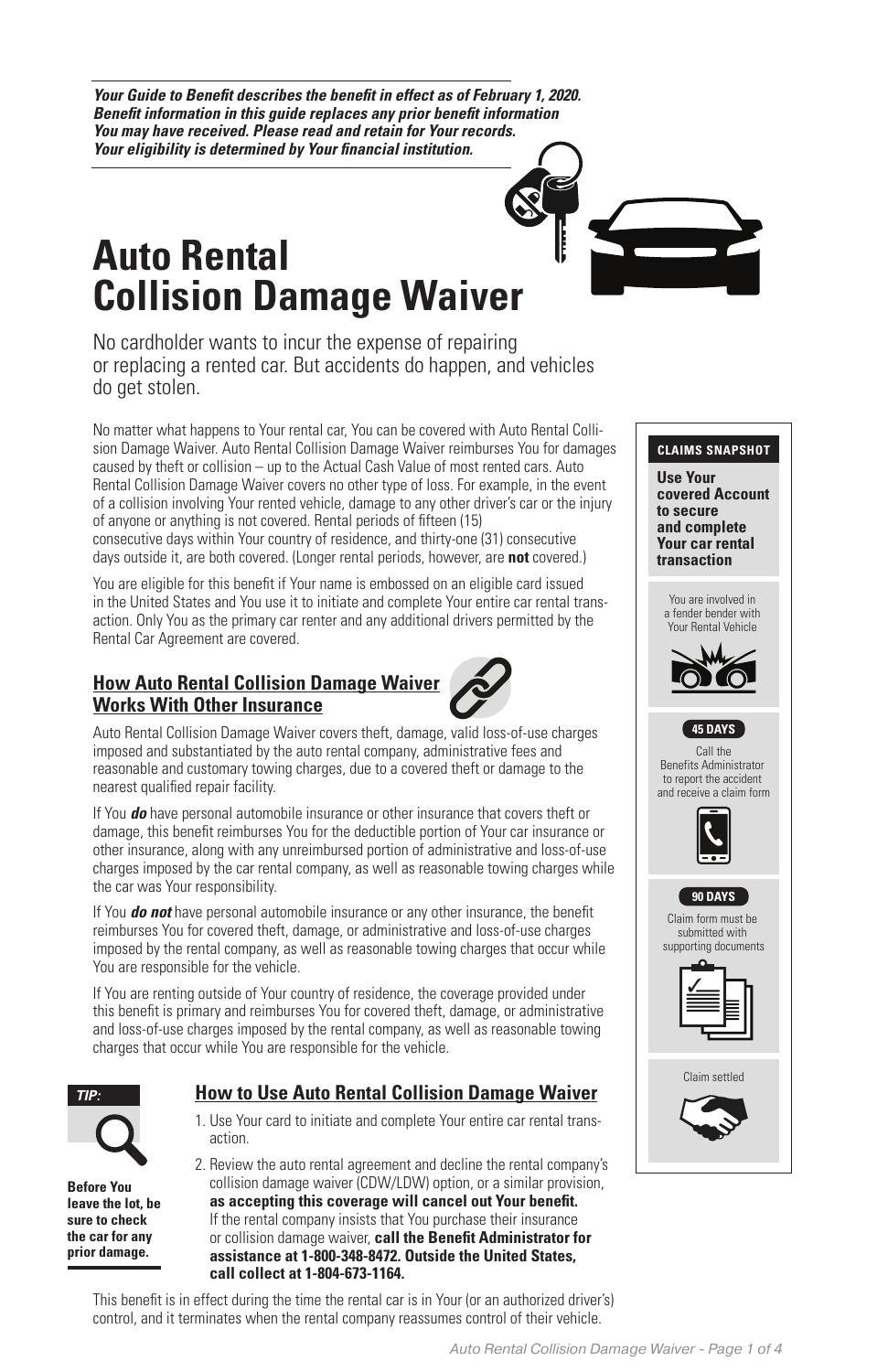***Your Guide to Benefit describes the benefit in effect as of February 1, 2020. Benefit information in this guide replaces any prior benefit information You may have received. Please read and retain for Your records. Your eligibility is determined by Your financial institution.***

# Auto Rental Collision Damage Waiver

No cardholder wants to incur the expense of repairing or replacing a rented car. But accidents do happen, and vehicles do get stolen.

No matter what happens to Your rental car, You can be covered with Auto Rental Collision Damage Waiver. Auto Rental Collision Damage Waiver reimburses You for damages caused by theft or collision – up to the Actual Cash Value of most rented cars. Auto Rental Collision Damage Waiver covers no other type of loss. For example, in the event of a collision involving Your rented vehicle, damage to any other driver's car or the injury of anyone or anything is not covered. Rental periods of fifteen (15) consecutive days within Your country of residence, and thirty-one (31) consecutive days outside it, are both covered. (Longer rental periods, however, are **not** covered.)

You are eligible for this benefit if Your name is embossed on an eligible card issued in the United States and You use it to initiate and complete Your entire car rental transaction. Only You as the primary car renter and any additional drivers permitted by the Rental Car Agreement are covered.

## How Auto Rental Collision Damage Waiver Works With Other Insurance

Auto Rental Collision Damage Waiver covers theft, damage, valid loss-of-use charges imposed and substantiated by the auto rental company, administrative fees and reasonable and customary towing charges, due to a covered theft or damage to the nearest qualified repair facility.

If You ***do*** have personal automobile insurance or other insurance that covers theft or damage, this benefit reimburses You for the deductible portion of Your car insurance or other insurance, along with any unreimbursed portion of administrative and loss-of-use charges imposed by the car rental company, as well as reasonable towing charges while the car was Your responsibility.

If You ***do not*** have personal automobile insurance or any other insurance, the benefit reimburses You for covered theft, damage, or administrative and loss-of-use charges imposed by the rental company, as well as reasonable towing charges that occur while You are responsible for the vehicle.

If You are renting outside of Your country of residence, the coverage provided under this benefit is primary and reimburses You for covered theft, damage, or administrative and loss-of-use charges imposed by the rental company, as well as reasonable towing charges that occur while You are responsible for the vehicle.

## How to Use Auto Rental Collision Damage Waiver

1. Use Your card to initiate and complete Your entire car rental transaction.
2. Review the auto rental agreement and decline the rental company's collision damage waiver (CDW/LDW) option, or a similar provision, **as accepting this coverage will cancel out Your benefit.** If the rental company insists that You purchase their insurance or collision damage waiver, **call the Benefit Administrator for assistance at 1-800-348-8472. Outside the United States, call collect at 1-804-673-1164.**

This benefit is in effect during the time the rental car is in Your (or an authorized driver's) control, and it terminates when the rental company reassumes control of their vehicle.

***TIP:***

**Before You leave the lot, be sure to check the car for any prior damage.**

**CLAIMS SNAPSHOT**

**Use Your covered Account to secure and complete Your car rental transaction**

You are involved in a fender bender with Your Rental Vehicle

**45 DAYS**

Call the Benefits Administrator to report the accident and receive a claim form

**90 DAYS**

Claim form must be submitted with supporting documents

Claim settled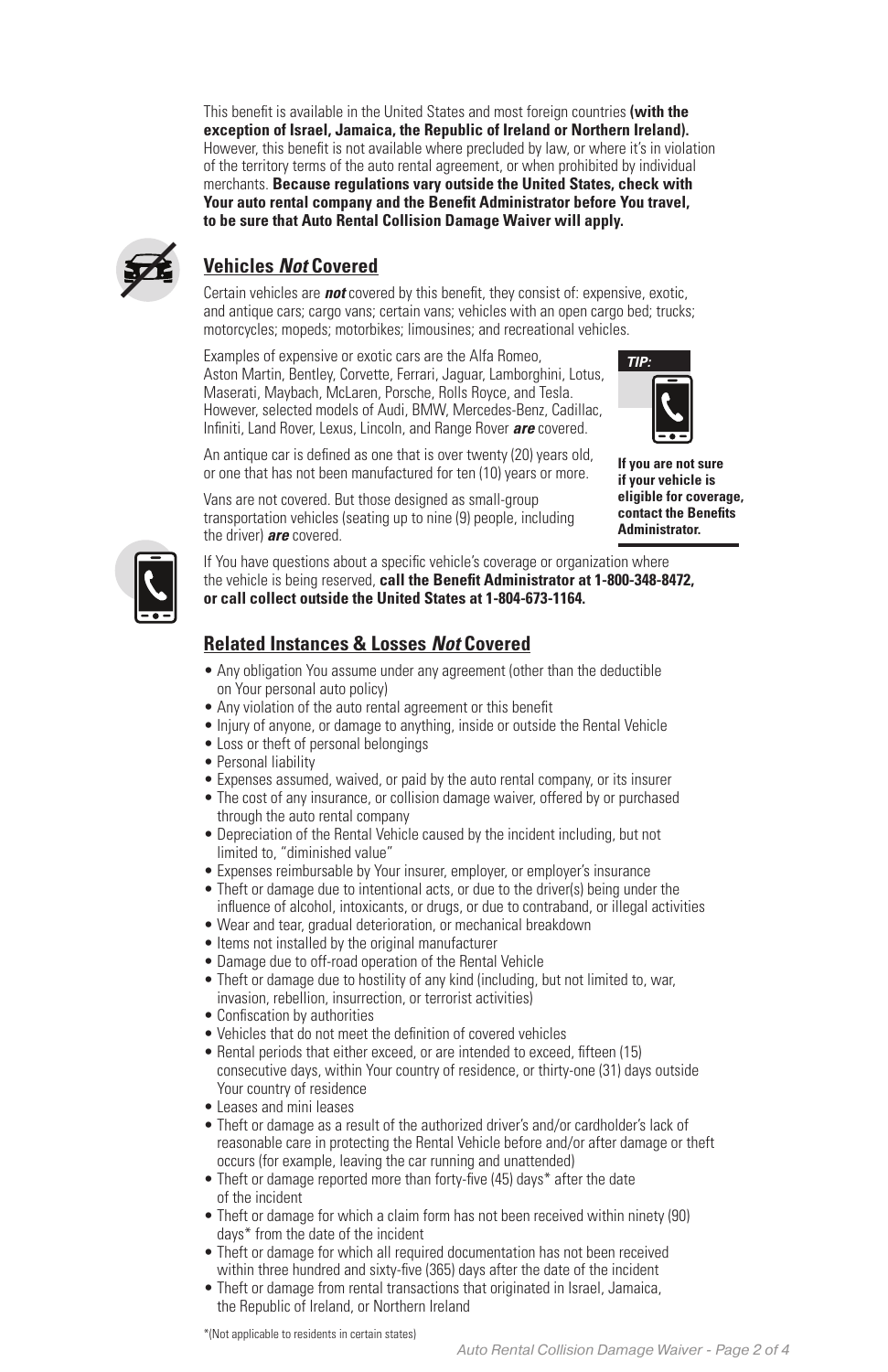This benefit is available in the United States and most foreign countries **(with the exception of Israel, Jamaica, the Republic of Ireland or Northern Ireland).** However, this benefit is not available where precluded by law, or where it's in violation of the territory terms of the auto rental agreement, or when prohibited by individual merchants. **Because regulations vary outside the United States, check with Your auto rental company and the Benefit Administrator before You travel, to be sure that Auto Rental Collision Damage Waiver will apply.**

## Vehicles *Not* Covered

Certain vehicles are ***not*** covered by this benefit, they consist of: expensive, exotic, and antique cars; cargo vans; certain vans; vehicles with an open cargo bed; trucks; motorcycles; mopeds; motorbikes; limousines; and recreational vehicles.

Examples of expensive or exotic cars are the Alfa Romeo, Aston Martin, Bentley, Corvette, Ferrari, Jaguar, Lamborghini, Lotus, Maserati, Maybach, McLaren, Porsche, Rolls Royce, and Tesla. However, selected models of Audi, BMW, Mercedes-Benz, Cadillac, Infiniti, Land Rover, Lexus, Lincoln, and Range Rover ***are*** covered.

An antique car is defined as one that is over twenty (20) years old, or one that has not been manufactured for ten (10) years or more.

Vans are not covered. But those designed as small-group transportation vehicles (seating up to nine (9) people, including the driver) ***are*** covered.

***TIP:***

**If you are not sure if your vehicle is eligible for coverage, contact the Benefits Administrator.**

If You have questions about a specific vehicle's coverage or organization where the vehicle is being reserved, **call the Benefit Administrator at 1-800-348-8472, or call collect outside the United States at 1-804-673-1164.**

## Related Instances & Losses *Not* Covered

- Any obligation You assume under any agreement (other than the deductible on Your personal auto policy)
- Any violation of the auto rental agreement or this benefit
- Injury of anyone, or damage to anything, inside or outside the Rental Vehicle
- Loss or theft of personal belongings
- Personal liability
- Expenses assumed, waived, or paid by the auto rental company, or its insurer
- The cost of any insurance, or collision damage waiver, offered by or purchased through the auto rental company
- Depreciation of the Rental Vehicle caused by the incident including, but not limited to, "diminished value"
- Expenses reimbursable by Your insurer, employer, or employer's insurance
- Theft or damage due to intentional acts, or due to the driver(s) being under the influence of alcohol, intoxicants, or drugs, or due to contraband, or illegal activities
- Wear and tear, gradual deterioration, or mechanical breakdown
- Items not installed by the original manufacturer
- Damage due to off-road operation of the Rental Vehicle
- Theft or damage due to hostility of any kind (including, but not limited to, war, invasion, rebellion, insurrection, or terrorist activities)
- Confiscation by authorities
- Vehicles that do not meet the definition of covered vehicles
- Rental periods that either exceed, or are intended to exceed, fifteen (15) consecutive days, within Your country of residence, or thirty-one (31) days outside Your country of residence
- Leases and mini leases
- Theft or damage as a result of the authorized driver's and/or cardholder's lack of reasonable care in protecting the Rental Vehicle before and/or after damage or theft occurs (for example, leaving the car running and unattended)
- Theft or damage reported more than forty-five (45) days* after the date of the incident
- Theft or damage for which a claim form has not been received within ninety (90) days* from the date of the incident
- Theft or damage for which all required documentation has not been received within three hundred and sixty-five (365) days after the date of the incident
- Theft or damage from rental transactions that originated in Israel, Jamaica, the Republic of Ireland, or Northern Ireland

*(Not applicable to residents in certain states)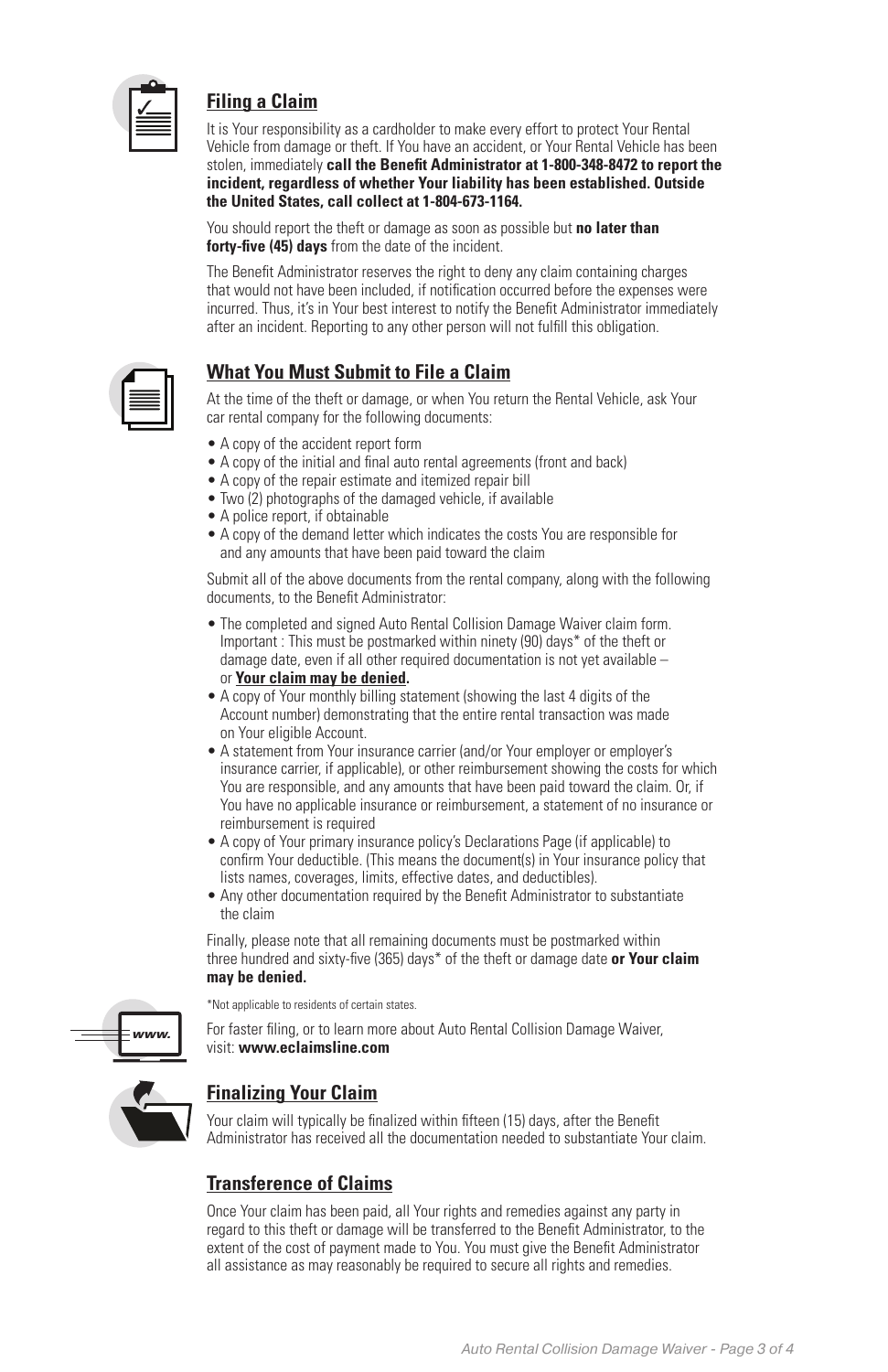## Filing a Claim

It is Your responsibility as a cardholder to make every effort to protect Your Rental Vehicle from damage or theft. If You have an accident, or Your Rental Vehicle has been stolen, immediately **call the Benefit Administrator at 1-800-348-8472 to report the incident, regardless of whether Your liability has been established. Outside the United States, call collect at 1-804-673-1164.**

You should report the theft or damage as soon as possible but **no later than forty-five (45) days** from the date of the incident.

The Benefit Administrator reserves the right to deny any claim containing charges that would not have been included, if notification occurred before the expenses were incurred. Thus, it's in Your best interest to notify the Benefit Administrator immediately after an incident. Reporting to any other person will not fulfill this obligation.

## What You Must Submit to File a Claim

At the time of the theft or damage, or when You return the Rental Vehicle, ask Your car rental company for the following documents:

- A copy of the accident report form
- A copy of the initial and final auto rental agreements (front and back)
- A copy of the repair estimate and itemized repair bill
- Two (2) photographs of the damaged vehicle, if available
- A police report, if obtainable
- A copy of the demand letter which indicates the costs You are responsible for and any amounts that have been paid toward the claim

Submit all of the above documents from the rental company, along with the following documents, to the Benefit Administrator:

- The completed and signed Auto Rental Collision Damage Waiver claim form. Important : This must be postmarked within ninety (90) days* of the theft or damage date, even if all other required documentation is not yet available – or **Your claim may be denied.**
- A copy of Your monthly billing statement (showing the last 4 digits of the Account number) demonstrating that the entire rental transaction was made on Your eligible Account.
- A statement from Your insurance carrier (and/or Your employer or employer's insurance carrier, if applicable), or other reimbursement showing the costs for which You are responsible, and any amounts that have been paid toward the claim. Or, if You have no applicable insurance or reimbursement, a statement of no insurance or reimbursement is required
- A copy of Your primary insurance policy's Declarations Page (if applicable) to confirm Your deductible. (This means the document(s) in Your insurance policy that lists names, coverages, limits, effective dates, and deductibles).
- Any other documentation required by the Benefit Administrator to substantiate the claim

Finally, please note that all remaining documents must be postmarked within three hundred and sixty-five (365) days* of the theft or damage date **or Your claim may be denied.**

*Not applicable to residents of certain states.

For faster filing, or to learn more about Auto Rental Collision Damage Waiver, visit: **www.eclaimsline.com**

## Finalizing Your Claim

Your claim will typically be finalized within fifteen (15) days, after the Benefit Administrator has received all the documentation needed to substantiate Your claim.

## Transference of Claims

Once Your claim has been paid, all Your rights and remedies against any party in regard to this theft or damage will be transferred to the Benefit Administrator, to the extent of the cost of payment made to You. You must give the Benefit Administrator all assistance as may reasonably be required to secure all rights and remedies.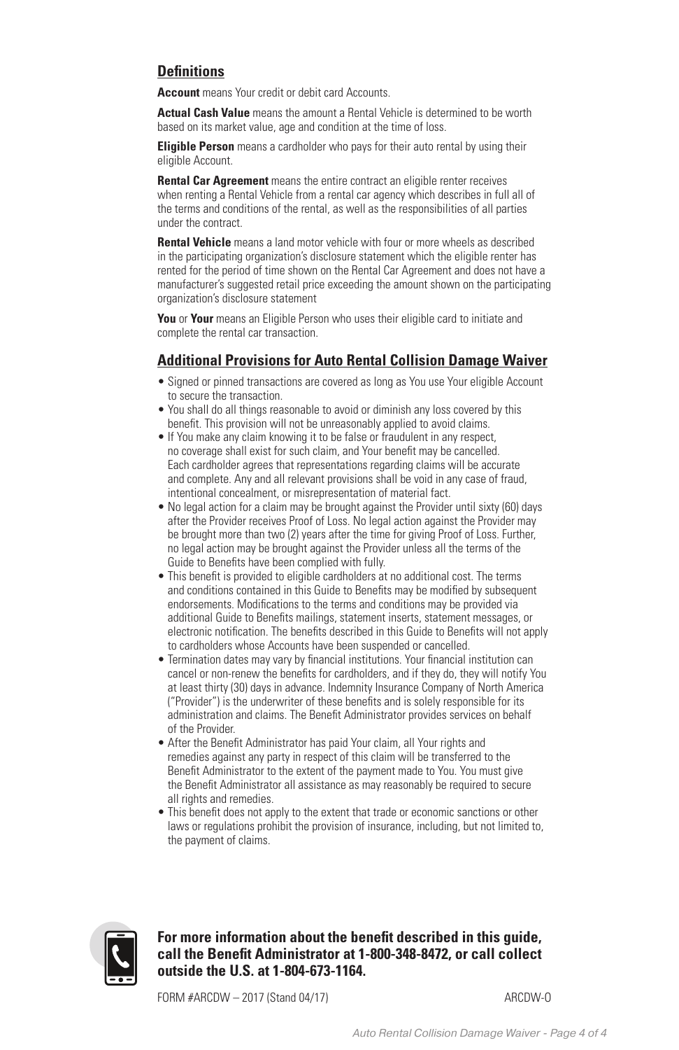## Definitions

**Account** means Your credit or debit card Accounts.

**Actual Cash Value** means the amount a Rental Vehicle is determined to be worth based on its market value, age and condition at the time of loss.

**Eligible Person** means a cardholder who pays for their auto rental by using their eligible Account.

**Rental Car Agreement** means the entire contract an eligible renter receives when renting a Rental Vehicle from a rental car agency which describes in full all of the terms and conditions of the rental, as well as the responsibilities of all parties under the contract.

**Rental Vehicle** means a land motor vehicle with four or more wheels as described in the participating organization's disclosure statement which the eligible renter has rented for the period of time shown on the Rental Car Agreement and does not have a manufacturer's suggested retail price exceeding the amount shown on the participating organization's disclosure statement

**You** or **Your** means an Eligible Person who uses their eligible card to initiate and complete the rental car transaction.

## Additional Provisions for Auto Rental Collision Damage Waiver

- Signed or pinned transactions are covered as long as You use Your eligible Account to secure the transaction.
- You shall do all things reasonable to avoid or diminish any loss covered by this benefit. This provision will not be unreasonably applied to avoid claims.
- If You make any claim knowing it to be false or fraudulent in any respect, no coverage shall exist for such claim, and Your benefit may be cancelled. Each cardholder agrees that representations regarding claims will be accurate and complete. Any and all relevant provisions shall be void in any case of fraud, intentional concealment, or misrepresentation of material fact.
- No legal action for a claim may be brought against the Provider until sixty (60) days after the Provider receives Proof of Loss. No legal action against the Provider may be brought more than two (2) years after the time for giving Proof of Loss. Further, no legal action may be brought against the Provider unless all the terms of the Guide to Benefits have been complied with fully.
- This benefit is provided to eligible cardholders at no additional cost. The terms and conditions contained in this Guide to Benefits may be modified by subsequent endorsements. Modifications to the terms and conditions may be provided via additional Guide to Benefits mailings, statement inserts, statement messages, or electronic notification. The benefits described in this Guide to Benefits will not apply to cardholders whose Accounts have been suspended or cancelled.
- Termination dates may vary by financial institutions. Your financial institution can cancel or non-renew the benefits for cardholders, and if they do, they will notify You at least thirty (30) days in advance. Indemnity Insurance Company of North America ("Provider") is the underwriter of these benefits and is solely responsible for its administration and claims. The Benefit Administrator provides services on behalf of the Provider.
- After the Benefit Administrator has paid Your claim, all Your rights and remedies against any party in respect of this claim will be transferred to the Benefit Administrator to the extent of the payment made to You. You must give the Benefit Administrator all assistance as may reasonably be required to secure all rights and remedies.
- This benefit does not apply to the extent that trade or economic sanctions or other laws or regulations prohibit the provision of insurance, including, but not limited to, the payment of claims.

**For more information about the benefit described in this guide, call the Benefit Administrator at 1-800-348-8472, or call collect outside the U.S. at 1-804-673-1164.**

FORM #ARCDW – 2017 (Stand 04/17) ARCDW-O